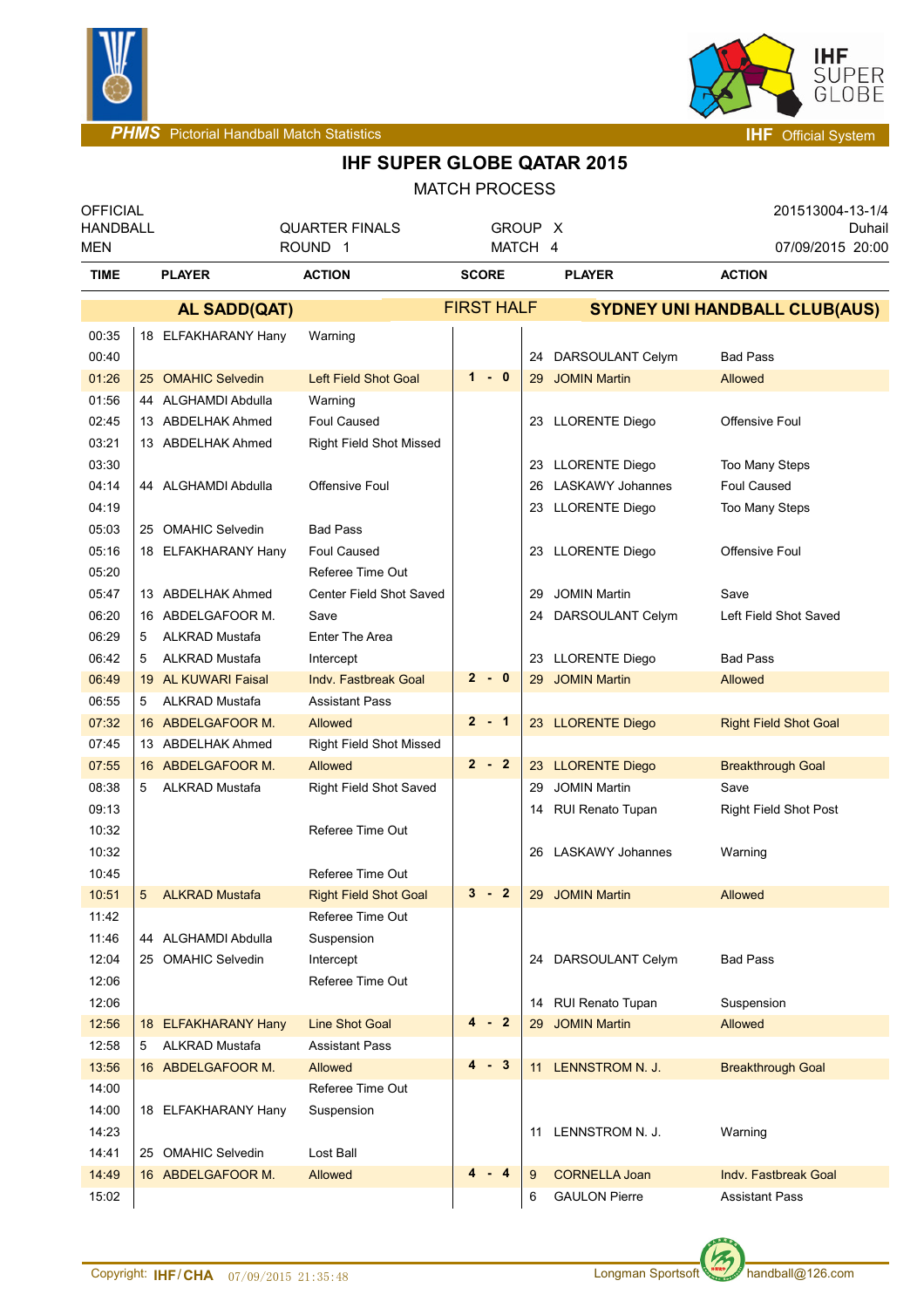PHMS Pictorial Handball Match Statistics — IHF Official System

# IHF SUPER GLOBE QATAR 2015

## MATCH PROCESS

| OFFICIAL | | | 201513004-13-1/4 |
|---|---|---|---|
| HANDBALL | QUARTER FINALS | GROUP X | Duhail |
| MEN | ROUND 1 | MATCH 4 | 07/09/2015 20:00 |

| TIME | PLAYER | ACTION | SCORE | PLAYER | ACTION |
|---|---|---|---|---|---|
| | **AL SADD(QAT)** | | **FIRST HALF** | **SYDNEY UNI HANDBALL CLUB(AUS)** | |
| 00:35 | 18 ELFAKHARANY Hany | Warning | | | |
| 00:40 | | | | 24 DARSOULANT Celym | Bad Pass |
| 01:26 | 25 OMAHIC Selvedin | Left Field Shot Goal | 1 - 0 | 29 JOMIN Martin | Allowed |
| 01:56 | 44 ALGHAMDI Abdulla | Warning | | | |
| 02:45 | 13 ABDELHAK Ahmed | Foul Caused | | 23 LLORENTE Diego | Offensive Foul |
| 03:21 | 13 ABDELHAK Ahmed | Right Field Shot Missed | | | |
| 03:30 | | | | 23 LLORENTE Diego | Too Many Steps |
| 04:14 | 44 ALGHAMDI Abdulla | Offensive Foul | | 26 LASKAWY Johannes | Foul Caused |
| 04:19 | | | | 23 LLORENTE Diego | Too Many Steps |
| 05:03 | 25 OMAHIC Selvedin | Bad Pass | | | |
| 05:16 | 18 ELFAKHARANY Hany | Foul Caused | | 23 LLORENTE Diego | Offensive Foul |
| 05:20 | | Referee Time Out | | | |
| 05:47 | 13 ABDELHAK Ahmed | Center Field Shot Saved | | 29 JOMIN Martin | Save |
| 06:20 | 16 ABDELGAFOOR M. | Save | | 24 DARSOULANT Celym | Left Field Shot Saved |
| 06:29 | 5 ALKRAD Mustafa | Enter The Area | | | |
| 06:42 | 5 ALKRAD Mustafa | Intercept | | 23 LLORENTE Diego | Bad Pass |
| 06:49 | 19 AL KUWARI Faisal | Indv. Fastbreak Goal | 2 - 0 | 29 JOMIN Martin | Allowed |
| 06:55 | 5 ALKRAD Mustafa | Assistant Pass | | | |
| 07:32 | 16 ABDELGAFOOR M. | Allowed | 2 - 1 | 23 LLORENTE Diego | Right Field Shot Goal |
| 07:45 | 13 ABDELHAK Ahmed | Right Field Shot Missed | | | |
| 07:55 | 16 ABDELGAFOOR M. | Allowed | 2 - 2 | 23 LLORENTE Diego | Breakthrough Goal |
| 08:38 | 5 ALKRAD Mustafa | Right Field Shot Saved | | 29 JOMIN Martin | Save |
| 09:13 | | | | 14 RUI Renato Tupan | Right Field Shot Post |
| 10:32 | | Referee Time Out | | | |
| 10:32 | | | | 26 LASKAWY Johannes | Warning |
| 10:45 | | Referee Time Out | | | |
| 10:51 | 5 ALKRAD Mustafa | Right Field Shot Goal | 3 - 2 | 29 JOMIN Martin | Allowed |
| 11:42 | | Referee Time Out | | | |
| 11:46 | 44 ALGHAMDI Abdulla | Suspension | | | |
| 12:04 | 25 OMAHIC Selvedin | Intercept | | 24 DARSOULANT Celym | Bad Pass |
| 12:06 | | Referee Time Out | | | |
| 12:06 | | | | 14 RUI Renato Tupan | Suspension |
| 12:56 | 18 ELFAKHARANY Hany | Line Shot Goal | 4 - 2 | 29 JOMIN Martin | Allowed |
| 12:58 | 5 ALKRAD Mustafa | Assistant Pass | | | |
| 13:56 | 16 ABDELGAFOOR M. | Allowed | 4 - 3 | 11 LENNSTROM N. J. | Breakthrough Goal |
| 14:00 | | Referee Time Out | | | |
| 14:00 | 18 ELFAKHARANY Hany | Suspension | | | |
| 14:23 | | | | 11 LENNSTROM N. J. | Warning |
| 14:41 | 25 OMAHIC Selvedin | Lost Ball | | | |
| 14:49 | 16 ABDELGAFOOR M. | Allowed | 4 - 4 | 9 CORNELLA Joan | Indv. Fastbreak Goal |
| 15:02 | | | | 6 GAULON Pierre | Assistant Pass |

Copyright: IHF/CHA 07/09/2015 21:35:48 Longman Sportsoft handball@126.com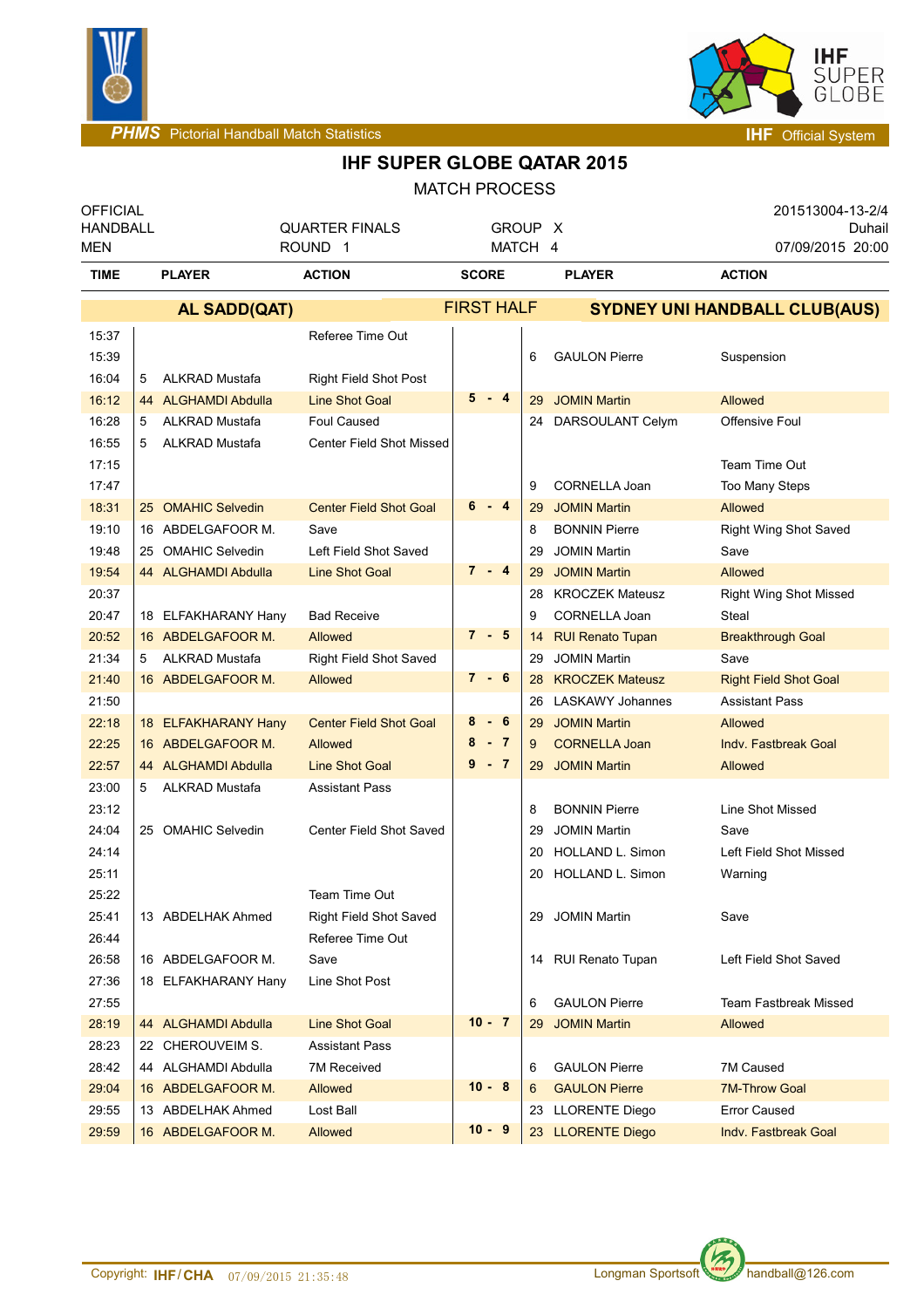# IHF SUPER GLOBE QATAR 2015

MATCH PROCESS

| OFFICIAL | | | 201513004-13-2/4 |
|---|---|---|---|
| HANDBALL | QUARTER FINALS | GROUP X | Duhail |
| MEN | ROUND 1 | MATCH 4 | 07/09/2015 20:00 |

| TIME | PLAYER | ACTION | SCORE | PLAYER | ACTION |
|---|---|---|---|---|---|
| | **AL SADD(QAT)** | | **FIRST HALF** | **SYDNEY UNI HANDBALL CLUB(AUS)** | |
| 15:37 | | Referee Time Out | | | |
| 15:39 | | | | 6 GAULON Pierre | Suspension |
| 16:04 | 5 ALKRAD Mustafa | Right Field Shot Post | | | |
| 16:12 | 44 ALGHAMDI Abdulla | Line Shot Goal | 5 - 4 | 29 JOMIN Martin | Allowed |
| 16:28 | 5 ALKRAD Mustafa | Foul Caused | | 24 DARSOULANT Celym | Offensive Foul |
| 16:55 | 5 ALKRAD Mustafa | Center Field Shot Missed | | | |
| 17:15 | | | | | Team Time Out |
| 17:47 | | | | 9 CORNELLA Joan | Too Many Steps |
| 18:31 | 25 OMAHIC Selvedin | Center Field Shot Goal | 6 - 4 | 29 JOMIN Martin | Allowed |
| 19:10 | 16 ABDELGAFOOR M. | Save | | 8 BONNIN Pierre | Right Wing Shot Saved |
| 19:48 | 25 OMAHIC Selvedin | Left Field Shot Saved | | 29 JOMIN Martin | Save |
| 19:54 | 44 ALGHAMDI Abdulla | Line Shot Goal | 7 - 4 | 29 JOMIN Martin | Allowed |
| 20:37 | | | | 28 KROCZEK Mateusz | Right Wing Shot Missed |
| 20:47 | 18 ELFAKHARANY Hany | Bad Receive | | 9 CORNELLA Joan | Steal |
| 20:52 | 16 ABDELGAFOOR M. | Allowed | 7 - 5 | 14 RUI Renato Tupan | Breakthrough Goal |
| 21:34 | 5 ALKRAD Mustafa | Right Field Shot Saved | | 29 JOMIN Martin | Save |
| 21:40 | 16 ABDELGAFOOR M. | Allowed | 7 - 6 | 28 KROCZEK Mateusz | Right Field Shot Goal |
| 21:50 | | | | 26 LASKAWY Johannes | Assistant Pass |
| 22:18 | 18 ELFAKHARANY Hany | Center Field Shot Goal | 8 - 6 | 29 JOMIN Martin | Allowed |
| 22:25 | 16 ABDELGAFOOR M. | Allowed | 8 - 7 | 9 CORNELLA Joan | Indv. Fastbreak Goal |
| 22:57 | 44 ALGHAMDI Abdulla | Line Shot Goal | 9 - 7 | 29 JOMIN Martin | Allowed |
| 23:00 | 5 ALKRAD Mustafa | Assistant Pass | | | |
| 23:12 | | | | 8 BONNIN Pierre | Line Shot Missed |
| 24:04 | 25 OMAHIC Selvedin | Center Field Shot Saved | | 29 JOMIN Martin | Save |
| 24:14 | | | | 20 HOLLAND L. Simon | Left Field Shot Missed |
| 25:11 | | | | 20 HOLLAND L. Simon | Warning |
| 25:22 | | Team Time Out | | | |
| 25:41 | 13 ABDELHAK Ahmed | Right Field Shot Saved | | 29 JOMIN Martin | Save |
| 26:44 | | Referee Time Out | | | |
| 26:58 | 16 ABDELGAFOOR M. | Save | | 14 RUI Renato Tupan | Left Field Shot Saved |
| 27:36 | 18 ELFAKHARANY Hany | Line Shot Post | | | |
| 27:55 | | | | 6 GAULON Pierre | Team Fastbreak Missed |
| 28:19 | 44 ALGHAMDI Abdulla | Line Shot Goal | 10 - 7 | 29 JOMIN Martin | Allowed |
| 28:23 | 22 CHEROUVEIM S. | Assistant Pass | | | |
| 28:42 | 44 ALGHAMDI Abdulla | 7M Received | | 6 GAULON Pierre | 7M Caused |
| 29:04 | 16 ABDELGAFOOR M. | Allowed | 10 - 8 | 6 GAULON Pierre | 7M-Throw Goal |
| 29:55 | 13 ABDELHAK Ahmed | Lost Ball | | 23 LLORENTE Diego | Error Caused |
| 29:59 | 16 ABDELGAFOOR M. | Allowed | 10 - 9 | 23 LLORENTE Diego | Indv. Fastbreak Goal |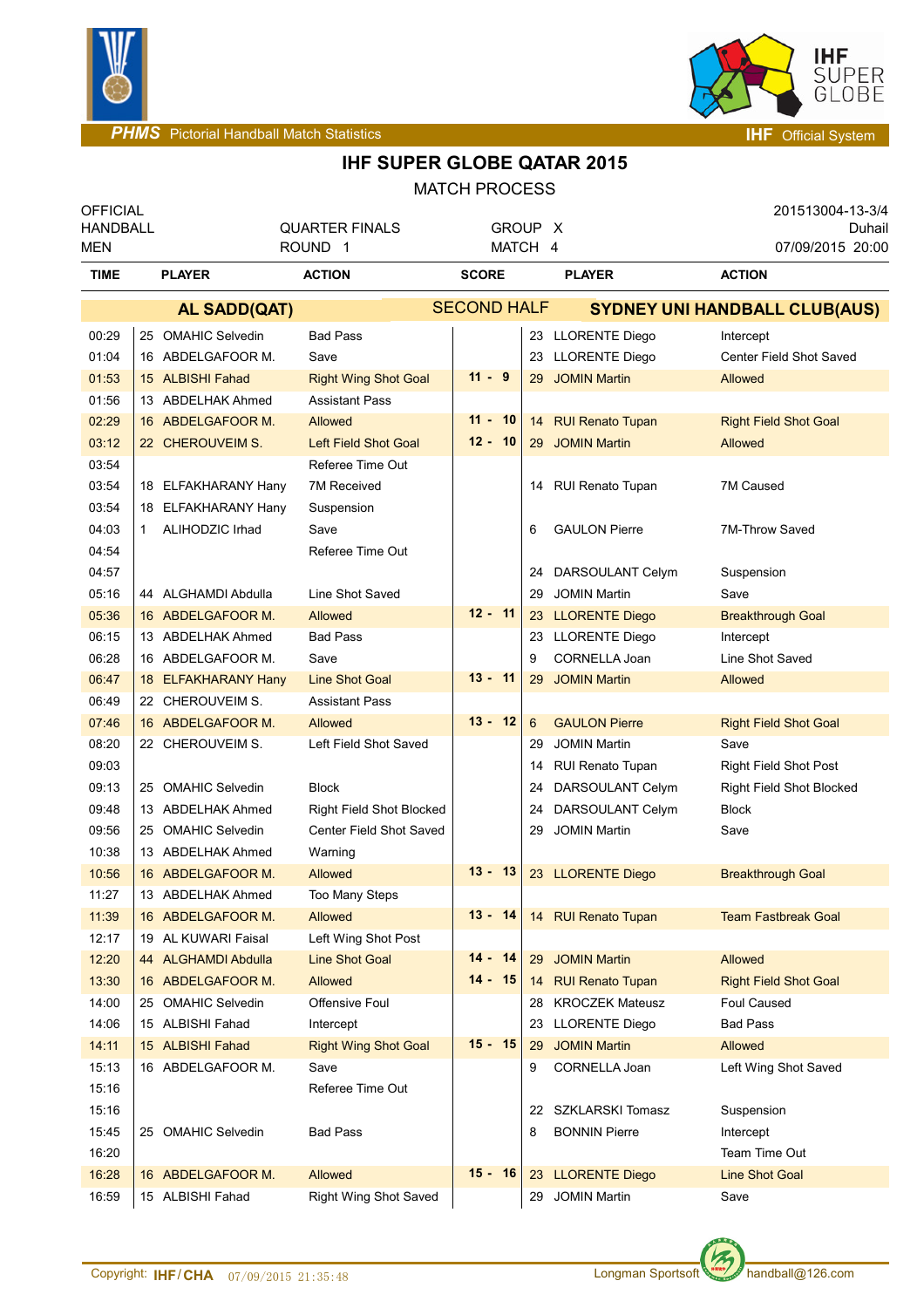PHMS Pictorial Handball Match Statistics — IHF Official System

# IHF SUPER GLOBE QATAR 2015

## MATCH PROCESS

| OFFICIAL HANDBALL MEN | QUARTER FINALS ROUND 1 | GROUP X MATCH 4 | 201513004-13-3/4 Duhail 07/09/2015 20:00 |
|---|---|---|---|

| TIME | PLAYER | ACTION | SCORE | PLAYER | ACTION |
|---|---|---|---|---|---|
| | **AL SADD(QAT)** | | **SECOND HALF** | **SYDNEY UNI HANDBALL CLUB(AUS)** | |
| 00:29 | 25 OMAHIC Selvedin | Bad Pass | | 23 LLORENTE Diego | Intercept |
| 01:04 | 16 ABDELGAFOOR M. | Save | | 23 LLORENTE Diego | Center Field Shot Saved |
| 01:53 | 15 ALBISHI Fahad | Right Wing Shot Goal | 11 - 9 | 29 JOMIN Martin | Allowed |
| 01:56 | 13 ABDELHAK Ahmed | Assistant Pass | | | |
| 02:29 | 16 ABDELGAFOOR M. | Allowed | 11 - 10 | 14 RUI Renato Tupan | Right Field Shot Goal |
| 03:12 | 22 CHEROUVEIM S. | Left Field Shot Goal | 12 - 10 | 29 JOMIN Martin | Allowed |
| 03:54 | | Referee Time Out | | | |
| 03:54 | 18 ELFAKHARANY Hany | 7M Received | | 14 RUI Renato Tupan | 7M Caused |
| 03:54 | 18 ELFAKHARANY Hany | Suspension | | | |
| 04:03 | 1 ALIHODZIC Irhad | Save | | 6 GAULON Pierre | 7M-Throw Saved |
| 04:54 | | Referee Time Out | | | |
| 04:57 | | | | 24 DARSOULANT Celym | Suspension |
| 05:16 | 44 ALGHAMDI Abdulla | Line Shot Saved | | 29 JOMIN Martin | Save |
| 05:36 | 16 ABDELGAFOOR M. | Allowed | 12 - 11 | 23 LLORENTE Diego | Breakthrough Goal |
| 06:15 | 13 ABDELHAK Ahmed | Bad Pass | | 23 LLORENTE Diego | Intercept |
| 06:28 | 16 ABDELGAFOOR M. | Save | | 9 CORNELLA Joan | Line Shot Saved |
| 06:47 | 18 ELFAKHARANY Hany | Line Shot Goal | 13 - 11 | 29 JOMIN Martin | Allowed |
| 06:49 | 22 CHEROUVEIM S. | Assistant Pass | | | |
| 07:46 | 16 ABDELGAFOOR M. | Allowed | 13 - 12 | 6 GAULON Pierre | Right Field Shot Goal |
| 08:20 | 22 CHEROUVEIM S. | Left Field Shot Saved | | 29 JOMIN Martin | Save |
| 09:03 | | | | 14 RUI Renato Tupan | Right Field Shot Post |
| 09:13 | 25 OMAHIC Selvedin | Block | | 24 DARSOULANT Celym | Right Field Shot Blocked |
| 09:48 | 13 ABDELHAK Ahmed | Right Field Shot Blocked | | 24 DARSOULANT Celym | Block |
| 09:56 | 25 OMAHIC Selvedin | Center Field Shot Saved | | 29 JOMIN Martin | Save |
| 10:38 | 13 ABDELHAK Ahmed | Warning | | | |
| 10:56 | 16 ABDELGAFOOR M. | Allowed | 13 - 13 | 23 LLORENTE Diego | Breakthrough Goal |
| 11:27 | 13 ABDELHAK Ahmed | Too Many Steps | | | |
| 11:39 | 16 ABDELGAFOOR M. | Allowed | 13 - 14 | 14 RUI Renato Tupan | Team Fastbreak Goal |
| 12:17 | 19 AL KUWARI Faisal | Left Wing Shot Post | | | |
| 12:20 | 44 ALGHAMDI Abdulla | Line Shot Goal | 14 - 14 | 29 JOMIN Martin | Allowed |
| 13:30 | 16 ABDELGAFOOR M. | Allowed | 14 - 15 | 14 RUI Renato Tupan | Right Field Shot Goal |
| 14:00 | 25 OMAHIC Selvedin | Offensive Foul | | 28 KROCZEK Mateusz | Foul Caused |
| 14:06 | 15 ALBISHI Fahad | Intercept | | 23 LLORENTE Diego | Bad Pass |
| 14:11 | 15 ALBISHI Fahad | Right Wing Shot Goal | 15 - 15 | 29 JOMIN Martin | Allowed |
| 15:13 | 16 ABDELGAFOOR M. | Save | | 9 CORNELLA Joan | Left Wing Shot Saved |
| 15:16 | | Referee Time Out | | | |
| 15:16 | | | | 22 SZKLARSKI Tomasz | Suspension |
| 15:45 | 25 OMAHIC Selvedin | Bad Pass | | 8 BONNIN Pierre | Intercept |
| 16:20 | | | | | Team Time Out |
| 16:28 | 16 ABDELGAFOOR M. | Allowed | 15 - 16 | 23 LLORENTE Diego | Line Shot Goal |
| 16:59 | 15 ALBISHI Fahad | Right Wing Shot Saved | | 29 JOMIN Martin | Save |

Copyright: IHF/CHA 07/09/2015 21:35:48 — Longman Sportsoft — handball@126.com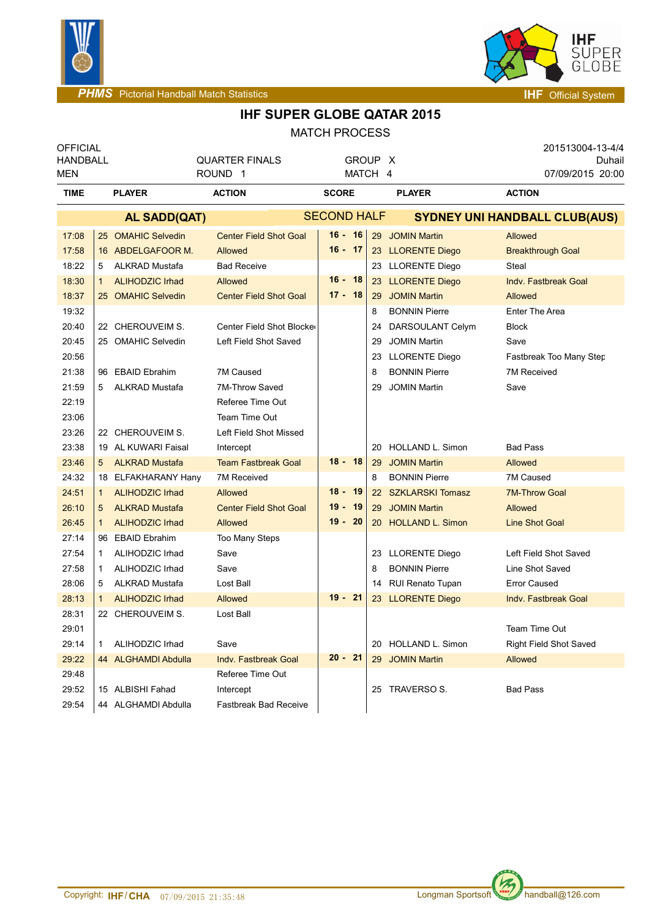PHMS Pictorial Handball Match Statistics — IHF Official System

# IHF SUPER GLOBE QATAR 2015

MATCH PROCESS

| | | | |
|---|---|---|---|
| OFFICIAL | | | 201513004-13-4/4 |
| HANDBALL | QUARTER FINALS | GROUP X | Duhail |
| MEN | ROUND 1 | MATCH 4 | 07/09/2015 20:00 |

| TIME | | PLAYER | ACTION | SCORE | | PLAYER | ACTION |
|---|---|---|---|---|---|---|---|
| | | **AL SADD(QAT)** | | SECOND HALF | | **SYDNEY UNI HANDBALL CLUB(AUS)** | |
| 17:08 | 25 | OMAHIC Selvedin | Center Field Shot Goal | 16 - 16 | 29 | JOMIN Martin | Allowed |
| 17:58 | 16 | ABDELGAFOOR M. | Allowed | 16 - 17 | 23 | LLORENTE Diego | Breakthrough Goal |
| 18:22 | 5 | ALKRAD Mustafa | Bad Receive | | 23 | LLORENTE Diego | Steal |
| 18:30 | 1 | ALIHODZIC Irhad | Allowed | 16 - 18 | 23 | LLORENTE Diego | Indv. Fastbreak Goal |
| 18:37 | 25 | OMAHIC Selvedin | Center Field Shot Goal | 17 - 18 | 29 | JOMIN Martin | Allowed |
| 19:32 | | | | | 8 | BONNIN Pierre | Enter The Area |
| 20:40 | 22 | CHEROUVEIM S. | Center Field Shot Blocked | | 24 | DARSOULANT Celym | Block |
| 20:45 | 25 | OMAHIC Selvedin | Left Field Shot Saved | | 29 | JOMIN Martin | Save |
| 20:56 | | | | | 23 | LLORENTE Diego | Fastbreak Too Many Steps |
| 21:38 | 96 | EBAID Ebrahim | 7M Caused | | 8 | BONNIN Pierre | 7M Received |
| 21:59 | 5 | ALKRAD Mustafa | 7M-Throw Saved | | 29 | JOMIN Martin | Save |
| 22:19 | | | Referee Time Out | | | | |
| 23:06 | | | Team Time Out | | | | |
| 23:26 | 22 | CHEROUVEIM S. | Left Field Shot Missed | | | | |
| 23:38 | 19 | AL KUWARI Faisal | Intercept | | 20 | HOLLAND L. Simon | Bad Pass |
| 23:46 | 5 | ALKRAD Mustafa | Team Fastbreak Goal | 18 - 18 | 29 | JOMIN Martin | Allowed |
| 24:32 | 18 | ELFAKHARANY Hany | 7M Received | | 8 | BONNIN Pierre | 7M Caused |
| 24:51 | 1 | ALIHODZIC Irhad | Allowed | 18 - 19 | 22 | SZKLARSKI Tomasz | 7M-Throw Goal |
| 26:10 | 5 | ALKRAD Mustafa | Center Field Shot Goal | 19 - 19 | 29 | JOMIN Martin | Allowed |
| 26:45 | 1 | ALIHODZIC Irhad | Allowed | 19 - 20 | 20 | HOLLAND L. Simon | Line Shot Goal |
| 27:14 | 96 | EBAID Ebrahim | Too Many Steps | | | | |
| 27:54 | 1 | ALIHODZIC Irhad | Save | | 23 | LLORENTE Diego | Left Field Shot Saved |
| 27:58 | 1 | ALIHODZIC Irhad | Save | | 8 | BONNIN Pierre | Line Shot Saved |
| 28:06 | 5 | ALKRAD Mustafa | Lost Ball | | 14 | RUI Renato Tupan | Error Caused |
| 28:13 | 1 | ALIHODZIC Irhad | Allowed | 19 - 21 | 23 | LLORENTE Diego | Indv. Fastbreak Goal |
| 28:31 | 22 | CHEROUVEIM S. | Lost Ball | | | | |
| 29:01 | | | | | | | Team Time Out |
| 29:14 | 1 | ALIHODZIC Irhad | Save | | 20 | HOLLAND L. Simon | Right Field Shot Saved |
| 29:22 | 44 | ALGHAMDI Abdulla | Indv. Fastbreak Goal | 20 - 21 | 29 | JOMIN Martin | Allowed |
| 29:48 | | | Referee Time Out | | | | |
| 29:52 | 15 | ALBISHI Fahad | Intercept | | 25 | TRAVERSO S. | Bad Pass |
| 29:54 | 44 | ALGHAMDI Abdulla | Fastbreak Bad Receive | | | | |

Copyright: IHF/CHA 07/09/2015 21:35:48 Longman Sportsoft handball@126.com